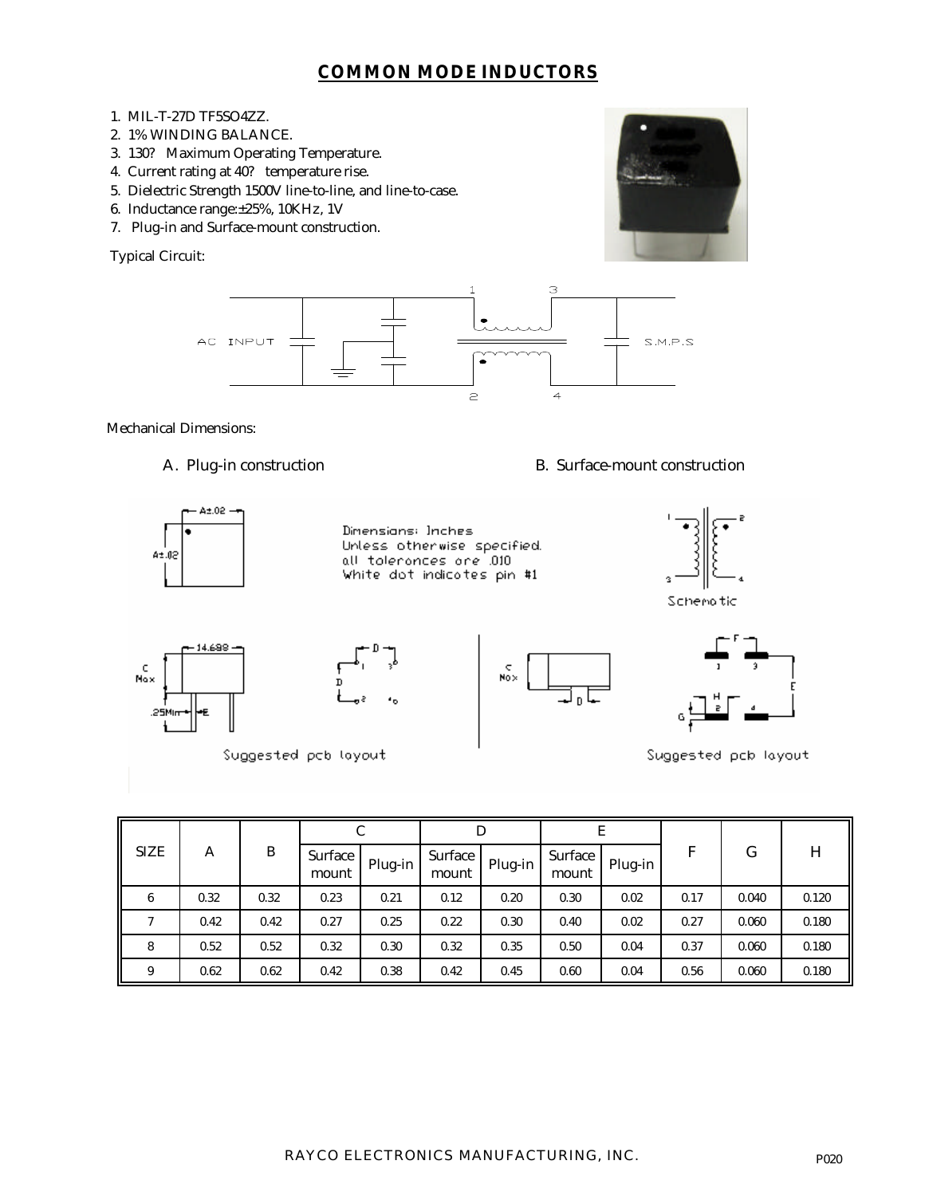# COMMON MODE INDUCTORS

1. MIL-T-27D TF5SO4ZZ.
2. 1% WINDING BALANCE.
3. 130? Maximum Operating Temperature.
4. Current rating at 40? temperature rise.
5. Dielectric Strength 1500V line-to-line, and line-to-case.
6. Inductance range:±25%, 10KHz, 1V
7. Plug-in and Surface-mount construction.

Typical Circuit:

AC INPUT 1 3 S.M.P.S 2 4

Mechanical Dimensions:

A. Plug-in construction

B. Surface-mount construction

Dimensions: Inches
Unless otherwise specified.
all tolerances are .010
White dot indicates pin #1

A±.02

C Max

14.688

.25Min

Schematic

Suggested pcb layout

Suggested pcb layout

| SIZE | A | B | C | | D | | E | | F | G | H |
|---|---|---|---|---|---|---|---|---|---|---|---|
| | | | Surface mount | Plug-in | Surface mount | Plug-in | Surface mount | Plug-in | | | |
| 6 | 0.32 | 0.32 | 0.23 | 0.21 | 0.12 | 0.20 | 0.30 | 0.02 | 0.17 | 0.040 | 0.120 |
| 7 | 0.42 | 0.42 | 0.27 | 0.25 | 0.22 | 0.30 | 0.40 | 0.02 | 0.27 | 0.060 | 0.180 |
| 8 | 0.52 | 0.52 | 0.32 | 0.30 | 0.32 | 0.35 | 0.50 | 0.04 | 0.37 | 0.060 | 0.180 |
| 9 | 0.62 | 0.62 | 0.42 | 0.38 | 0.42 | 0.45 | 0.60 | 0.04 | 0.56 | 0.060 | 0.180 |

RAYCO ELECTRONICS MANUFACTURING, INC.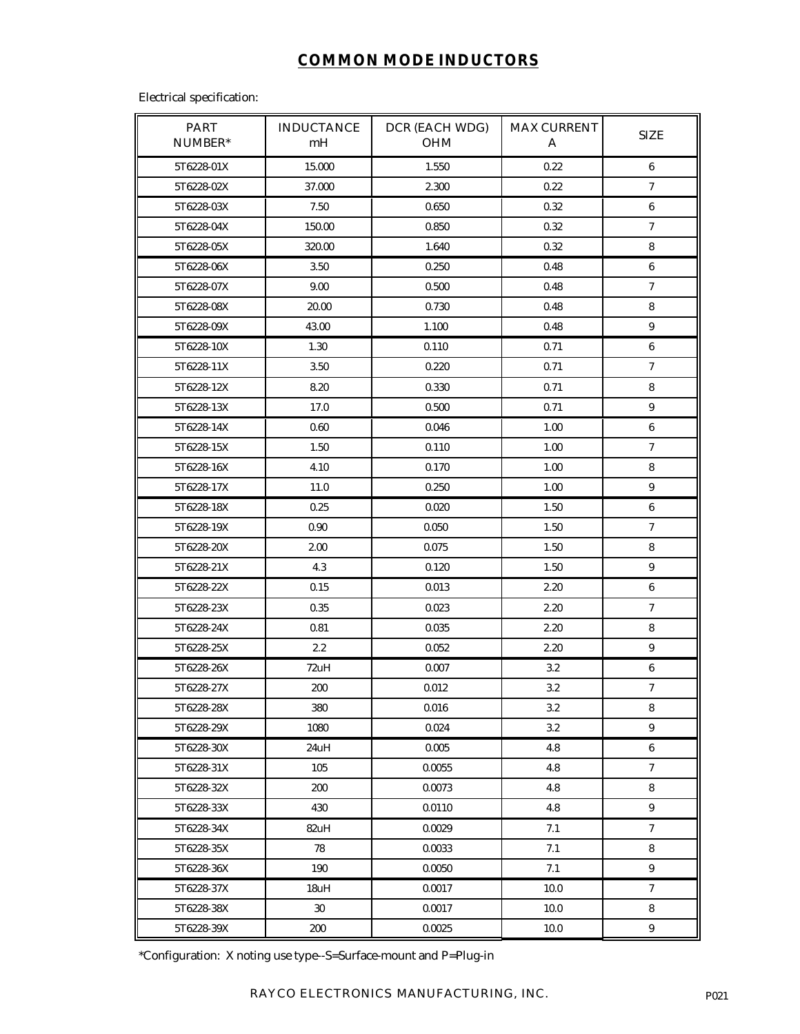# COMMON MODE INDUCTORS

Electrical specification:

| PART NUMBER* | INDUCTANCE mH | DCR (EACH WDG) OHM | MAX CURRENT A | SIZE |
|---|---|---|---|---|
| 5T6228-01X | 15.000 | 1.550 | 0.22 | 6 |
| 5T6228-02X | 37.000 | 2.300 | 0.22 | 7 |
| 5T6228-03X | 7.50 | 0.650 | 0.32 | 6 |
| 5T6228-04X | 150.00 | 0.850 | 0.32 | 7 |
| 5T6228-05X | 320.00 | 1.640 | 0.32 | 8 |
| 5T6228-06X | 3.50 | 0.250 | 0.48 | 6 |
| 5T6228-07X | 9.00 | 0.500 | 0.48 | 7 |
| 5T6228-08X | 20.00 | 0.730 | 0.48 | 8 |
| 5T6228-09X | 43.00 | 1.100 | 0.48 | 9 |
| 5T6228-10X | 1.30 | 0.110 | 0.71 | 6 |
| 5T6228-11X | 3.50 | 0.220 | 0.71 | 7 |
| 5T6228-12X | 8.20 | 0.330 | 0.71 | 8 |
| 5T6228-13X | 17.0 | 0.500 | 0.71 | 9 |
| 5T6228-14X | 0.60 | 0.046 | 1.00 | 6 |
| 5T6228-15X | 1.50 | 0.110 | 1.00 | 7 |
| 5T6228-16X | 4.10 | 0.170 | 1.00 | 8 |
| 5T6228-17X | 11.0 | 0.250 | 1.00 | 9 |
| 5T6228-18X | 0.25 | 0.020 | 1.50 | 6 |
| 5T6228-19X | 0.90 | 0.050 | 1.50 | 7 |
| 5T6228-20X | 2.00 | 0.075 | 1.50 | 8 |
| 5T6228-21X | 4.3 | 0.120 | 1.50 | 9 |
| 5T6228-22X | 0.15 | 0.013 | 2.20 | 6 |
| 5T6228-23X | 0.35 | 0.023 | 2.20 | 7 |
| 5T6228-24X | 0.81 | 0.035 | 2.20 | 8 |
| 5T6228-25X | 2.2 | 0.052 | 2.20 | 9 |
| 5T6228-26X | 72uH | 0.007 | 3.2 | 6 |
| 5T6228-27X | 200 | 0.012 | 3.2 | 7 |
| 5T6228-28X | 380 | 0.016 | 3.2 | 8 |
| 5T6228-29X | 1080 | 0.024 | 3.2 | 9 |
| 5T6228-30X | 24uH | 0.005 | 4.8 | 6 |
| 5T6228-31X | 105 | 0.0055 | 4.8 | 7 |
| 5T6228-32X | 200 | 0.0073 | 4.8 | 8 |
| 5T6228-33X | 430 | 0.0110 | 4.8 | 9 |
| 5T6228-34X | 82uH | 0.0029 | 7.1 | 7 |
| 5T6228-35X | 78 | 0.0033 | 7.1 | 8 |
| 5T6228-36X | 190 | 0.0050 | 7.1 | 9 |
| 5T6228-37X | 18uH | 0.0017 | 10.0 | 7 |
| 5T6228-38X | 30 | 0.0017 | 10.0 | 8 |
| 5T6228-39X | 200 | 0.0025 | 10.0 | 9 |

*Configuration: X noting use type--S=Surface-mount and P=Plug-in

RAYCO ELECTRONICS MANUFACTURING, INC.